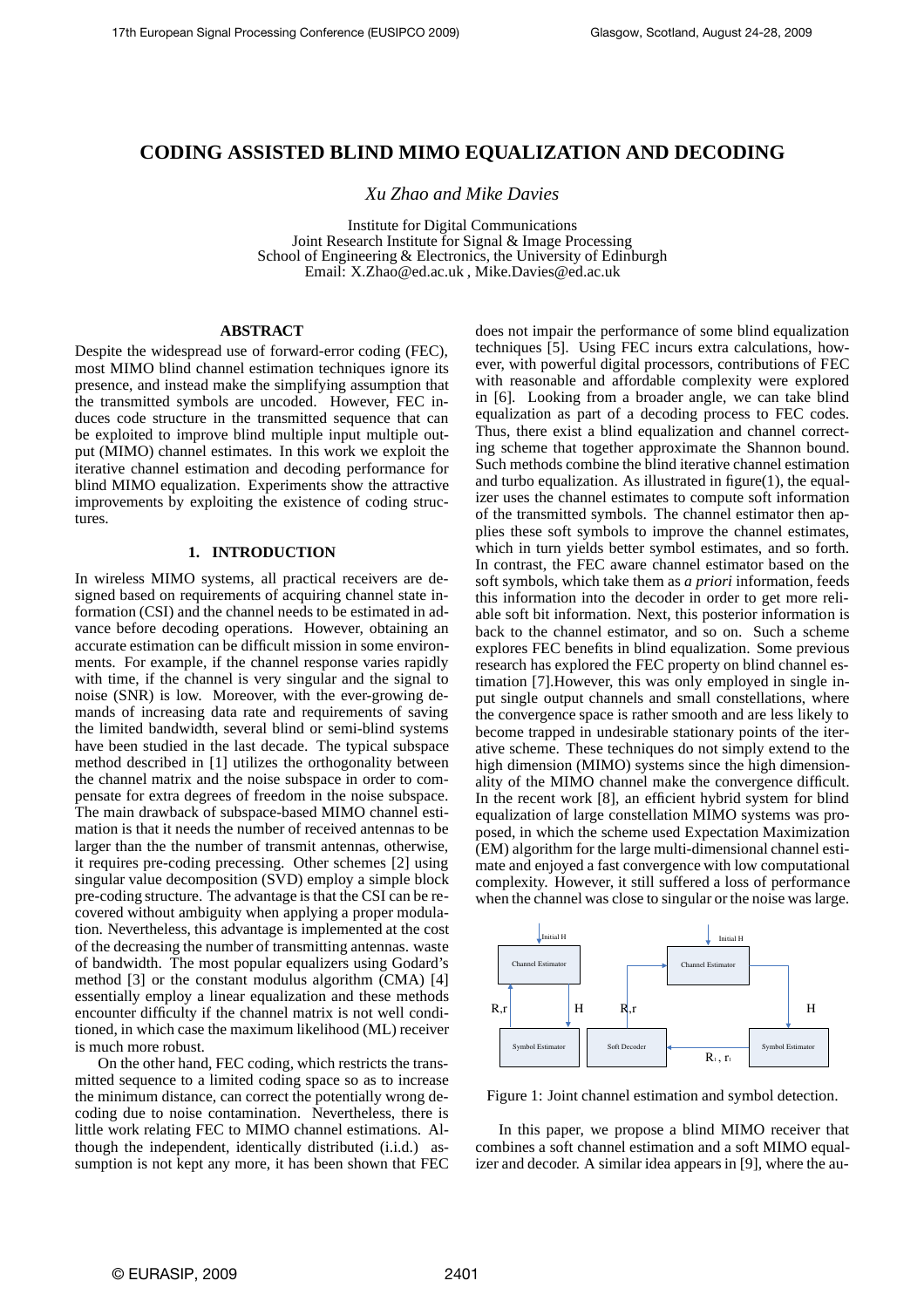# CODING ASSISTED BLIND MIMO EQUALIZATION AND DECODING

*Xu Zhao and Mike Davies*

Institute for Digital Communications
Joint Research Institute for Signal & Image Processing
School of Engineering & Electronics, the University of Edinburgh
Email: X.Zhao@ed.ac.uk , Mike.Davies@ed.ac.uk

## ABSTRACT

Despite the widespread use of forward-error coding (FEC), most MIMO blind channel estimation techniques ignore its presence, and instead make the simplifying assumption that the transmitted symbols are uncoded. However, FEC induces code structure in the transmitted sequence that can be exploited to improve blind multiple input multiple output (MIMO) channel estimates. In this work we exploit the iterative channel estimation and decoding performance for blind MIMO equalization. Experiments show the attractive improvements by exploiting the existence of coding structures.

## 1. INTRODUCTION

In wireless MIMO systems, all practical receivers are designed based on requirements of acquiring channel state information (CSI) and the channel needs to be estimated in advance before decoding operations. However, obtaining an accurate estimation can be difficult mission in some environments. For example, if the channel response varies rapidly with time, if the channel is very singular and the signal to noise (SNR) is low. Moreover, with the ever-growing demands of increasing data rate and requirements of saving the limited bandwidth, several blind or semi-blind systems have been studied in the last decade. The typical subspace method described in [1] utilizes the orthogonality between the channel matrix and the noise subspace in order to compensate for extra degrees of freedom in the noise subspace. The main drawback of subspace-based MIMO channel estimation is that it needs the number of received antennas to be larger than the the number of transmit antennas, otherwise, it requires pre-coding precessing. Other schemes [2] using singular value decomposition (SVD) employ a simple block pre-coding structure. The advantage is that the CSI can be recovered without ambiguity when applying a proper modulation. Nevertheless, this advantage is implemented at the cost of the decreasing the number of transmitting antennas. waste of bandwidth. The most popular equalizers using Godard's method [3] or the constant modulus algorithm (CMA) [4] essentially employ a linear equalization and these methods encounter difficulty if the channel matrix is not well conditioned, in which case the maximum likelihood (ML) receiver is much more robust.

On the other hand, FEC coding, which restricts the transmitted sequence to a limited coding space so as to increase the minimum distance, can correct the potentially wrong decoding due to noise contamination. Nevertheless, there is little work relating FEC to MIMO channel estimations. Although the independent, identically distributed (i.i.d.) assumption is not kept any more, it has been shown that FEC does not impair the performance of some blind equalization techniques [5]. Using FEC incurs extra calculations, however, with powerful digital processors, contributions of FEC with reasonable and affordable complexity were explored in [6]. Looking from a broader angle, we can take blind equalization as part of a decoding process to FEC codes. Thus, there exist a blind equalization and channel correcting scheme that together approximate the Shannon bound. Such methods combine the blind iterative channel estimation and turbo equalization. As illustrated in figure(1), the equalizer uses the channel estimates to compute soft information of the transmitted symbols. The channel estimator then applies these soft symbols to improve the channel estimates, which in turn yields better symbol estimates, and so forth. In contrast, the FEC aware channel estimator based on the soft symbols, which take them as *a priori* information, feeds this information into the decoder in order to get more reliable soft bit information. Next, this posterior information is back to the channel estimator, and so on. Such a scheme explores FEC benefits in blind equalization. Some previous research has explored the FEC property on blind channel estimation [7].However, this was only employed in single input single output channels and small constellations, where the convergence space is rather smooth and are less likely to become trapped in undesirable stationary points of the iterative scheme. These techniques do not simply extend to the high dimension (MIMO) systems since the high dimensionality of the MIMO channel make the convergence difficult. In the recent work [8], an efficient hybrid system for blind equalization of large constellation MIMO systems was proposed, in which the scheme used Expectation Maximization (EM) algorithm for the large multi-dimensional channel estimate and enjoyed a fast convergence with low computational complexity. However, it still suffered a loss of performance when the channel was close to singular or the noise was large.

Figure 1: Joint channel estimation and symbol detection.

In this paper, we propose a blind MIMO receiver that combines a soft channel estimation and a soft MIMO equalizer and decoder. A similar idea appears in [9], where the au-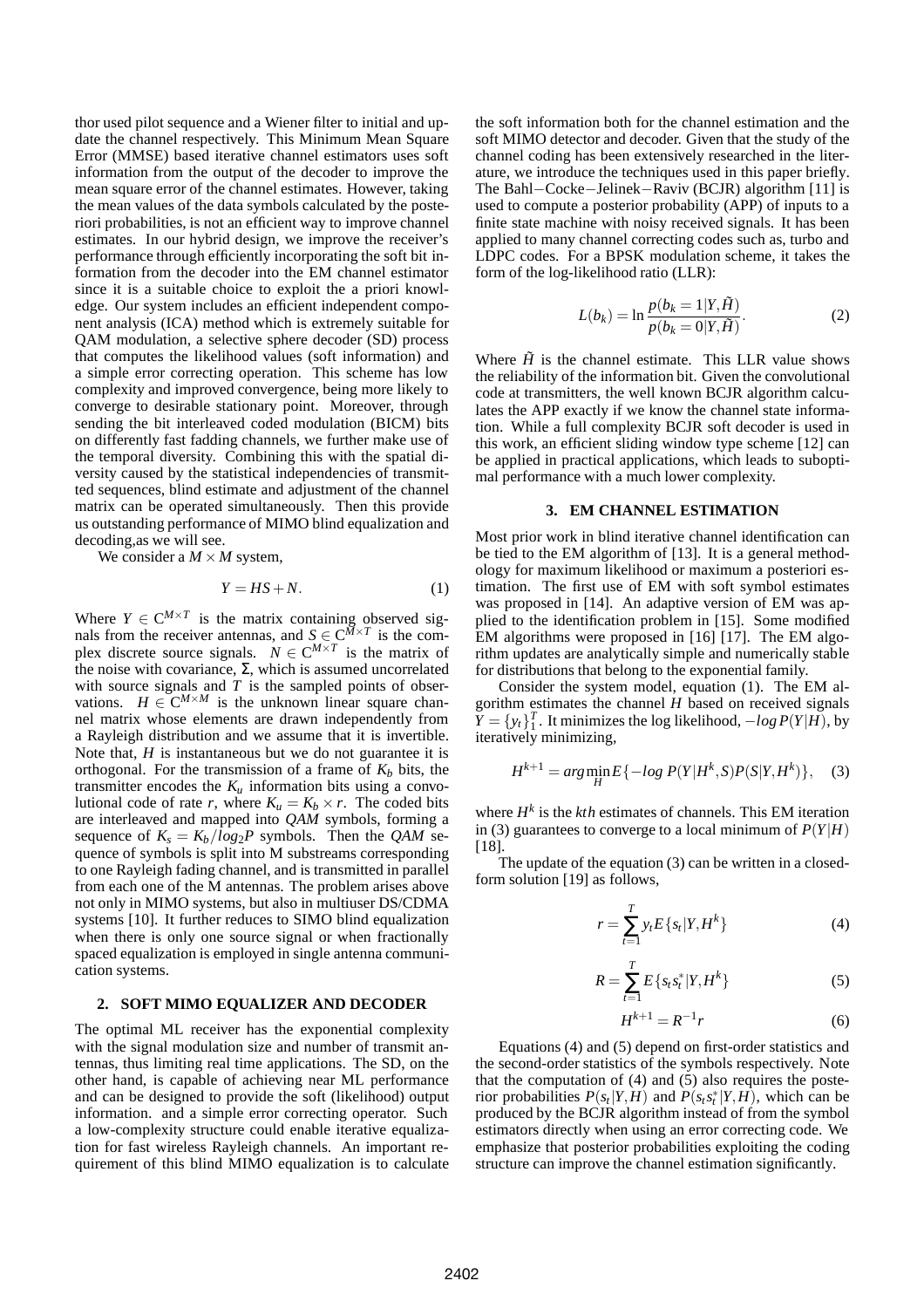thor used pilot sequence and a Wiener filter to initial and update the channel respectively. This Minimum Mean Square Error (MMSE) based iterative channel estimators uses soft information from the output of the decoder to improve the mean square error of the channel estimates. However, taking the mean values of the data symbols calculated by the posteriori probabilities, is not an efficient way to improve channel estimates. In our hybrid design, we improve the receiver's performance through efficiently incorporating the soft bit information from the decoder into the EM channel estimator since it is a suitable choice to exploit the a priori knowledge. Our system includes an efficient independent component analysis (ICA) method which is extremely suitable for QAM modulation, a selective sphere decoder (SD) process that computes the likelihood values (soft information) and a simple error correcting operation. This scheme has low complexity and improved convergence, being more likely to converge to desirable stationary point. Moreover, through sending the bit interleaved coded modulation (BICM) bits on differently fast fading channels, we further make use of the temporal diversity. Combining this with the spatial diversity caused by the statistical independencies of transmitted sequences, blind estimate and adjustment of the channel matrix can be operated simultaneously. Then this provide us outstanding performance of MIMO blind equalization and decoding,as we will see.

We consider a $M \times M$ system,

$$Y = HS + N. \tag{1}$$

Where $Y \in \mathbb{C}^{M\times T}$ is the matrix containing observed signals from the receiver antennas, and $S \in \mathbb{C}^{M\times T}$ is the complex discrete source signals. $N \in \mathbb{C}^{M\times T}$ is the matrix of the noise with covariance, $\Sigma$, which is assumed uncorrelated with source signals and $T$ is the sampled points of observations. $H \in \mathbb{C}^{M\times M}$ is the unknown linear square channel matrix whose elements are drawn independently from a Rayleigh distribution and we assume that it is invertible. Note that, $H$ is instantaneous but we do not guarantee it is orthogonal. For the transmission of a frame of $K_b$ bits, the transmitter encodes the $K_u$ information bits using a convolutional code of rate $r$, where $K_u = K_b \times r$. The coded bits are interleaved and mapped into $QAM$ symbols, forming a sequence of $K_s = K_b / log_2 P$ symbols. Then the $QAM$ sequence of symbols is split into M substreams corresponding to one Rayleigh fading channel, and is transmitted in parallel from each one of the M antennas. The problem arises above not only in MIMO systems, but also in multiuser DS/CDMA systems [10]. It further reduces to SIMO blind equalization when there is only one source signal or when fractionally spaced equalization is employed in single antenna communication systems.

## 2. SOFT MIMO EQUALIZER AND DECODER

The optimal ML receiver has the exponential complexity with the signal modulation size and number of transmit antennas, thus limiting real time applications. The SD, on the other hand, is capable of achieving near ML performance and can be designed to provide the soft (likelihood) output information. and a simple error correcting operator. Such a low-complexity structure could enable iterative equalization for fast wireless Rayleigh channels. An important requirement of this blind MIMO equalization is to calculate the soft information both for the channel estimation and the soft MIMO detector and decoder. Given that the study of the channel coding has been extensively researched in the literature, we introduce the techniques used in this paper briefly. The Bahl−Cocke−Jelinek−Raviv (BCJR) algorithm [11] is used to compute a posterior probability (APP) of inputs to a finite state machine with noisy received signals. It has been applied to many channel correcting codes such as, turbo and LDPC codes. For a BPSK modulation scheme, it takes the form of the log-likelihood ratio (LLR):

$$L(b_k) = \ln \frac{p(b_k = 1|Y, \tilde{H})}{p(b_k = 0|Y, \tilde{H})}. \tag{2}$$

Where $\tilde{H}$ is the channel estimate. This LLR value shows the reliability of the information bit. Given the convolutional code at transmitters, the well known BCJR algorithm calculates the APP exactly if we know the channel state information. While a full complexity BCJR soft decoder is used in this work, an efficient sliding window type scheme [12] can be applied in practical applications, which leads to suboptimal performance with a much lower complexity.

## 3. EM CHANNEL ESTIMATION

Most prior work in blind iterative channel identification can be tied to the EM algorithm of [13]. It is a general methodology for maximum likelihood or maximum a posteriori estimation. The first use of EM with soft symbol estimates was proposed in [14]. An adaptive version of EM was applied to the identification problem in [15]. Some modified EM algorithms were proposed in [16] [17]. The EM algorithm updates are analytically simple and numerically stable for distributions that belong to the exponential family.

Consider the system model, equation (1). The EM algorithm estimates the channel $H$ based on received signals $Y = \{y_t\}_1^T$. It minimizes the log likelihood, $-log\,P(Y|H)$, by iteratively minimizing,

$$H^{k+1} = arg\min_{H} E\{-log\, P(Y|H^k, S)P(S|Y, H^k)\}, \tag{3}$$

where $H^k$ is the $kth$ estimates of channels. This EM iteration in (3) guarantees to converge to a local minimum of $P(Y|H)$ [18].

The update of the equation (3) can be written in a closed-form solution [19] as follows,

$$r = \sum_{t=1}^{T} y_t E\{s_t|Y, H^k\} \tag{4}$$

$$R = \sum_{t=1}^{T} E\{s_t s_t^*|Y, H^k\} \tag{5}$$

$$H^{k+1} = R^{-1} r \tag{6}$$

Equations (4) and (5) depend on first-order statistics and the second-order statistics of the symbols respectively. Note that the computation of (4) and (5) also requires the posterior probabilities $P(s_t|Y, H)$ and $P(s_t s_t^*|Y, H)$, which can be produced by the BCJR algorithm instead of from the symbol estimators directly when using an error correcting code. We emphasize that posterior probabilities exploiting the coding structure can improve the channel estimation significantly.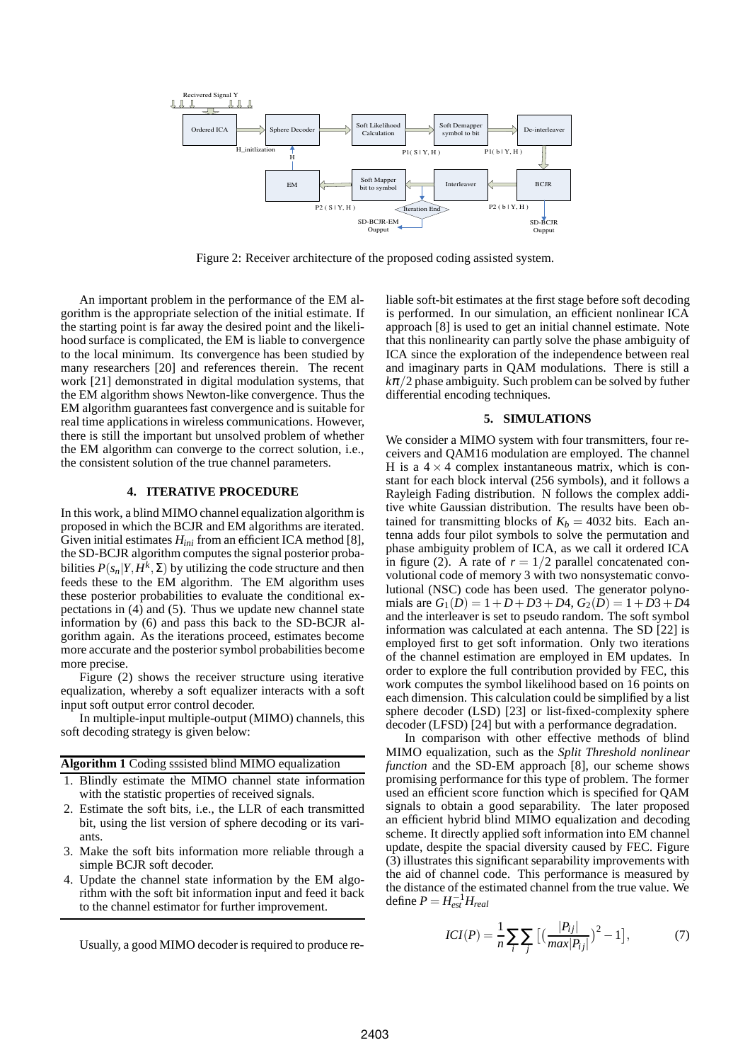Figure 2: Receiver architecture of the proposed coding assisted system.

An important problem in the performance of the EM algorithm is the appropriate selection of the initial estimate. If the starting point is far away the desired point and the likelihood surface is complicated, the EM is liable to convergence to the local minimum. Its convergence has been studied by many researchers [20] and references therein. The recent work [21] demonstrated in digital modulation systems, that the EM algorithm shows Newton-like convergence. Thus the EM algorithm guarantees fast convergence and is suitable for real time applications in wireless communications. However, there is still the important but unsolved problem of whether the EM algorithm can converge to the correct solution, i.e., the consistent solution of the true channel parameters.

## 4. ITERATIVE PROCEDURE

In this work, a blind MIMO channel equalization algorithm is proposed in which the BCJR and EM algorithms are iterated. Given initial estimates $H_{ini}$ from an efficient ICA method [8], the SD-BCJR algorithm computes the signal posterior probabilities $P(s_n|Y, H^k, \Sigma)$ by utilizing the code structure and then feeds these to the EM algorithm. The EM algorithm uses these posterior probabilities to evaluate the conditional expectations in (4) and (5). Thus we update new channel state information by (6) and pass this back to the SD-BCJR algorithm again. As the iterations proceed, estimates become more accurate and the posterior symbol probabilities become more precise.

Figure (2) shows the receiver structure using iterative equalization, whereby a soft equalizer interacts with a soft input soft output error control decoder.

In multiple-input multiple-output (MIMO) channels, this soft decoding strategy is given below:

**Algorithm 1** Coding sssisted blind MIMO equalization

1. Blindly estimate the MIMO channel state information with the statistic properties of received signals.
2. Estimate the soft bits, i.e., the LLR of each transmitted bit, using the list version of sphere decoding or its variants.
3. Make the soft bits information more reliable through a simple BCJR soft decoder.
4. Update the channel state information by the EM algorithm with the soft bit information input and feed it back to the channel estimator for further improvement.

Usually, a good MIMO decoder is required to produce reliable soft-bit estimates at the first stage before soft decoding is performed. In our simulation, an efficient nonlinear ICA approach [8] is used to get an initial channel estimate. Note that this nonlinearity can partly solve the phase ambiguity of ICA since the exploration of the independence between real and imaginary parts in QAM modulations. There is still a $k\pi/2$ phase ambiguity. Such problem can be solved by futher differential encoding techniques.

## 5. SIMULATIONS

We consider a MIMO system with four transmitters, four receivers and QAM16 modulation are employed. The channel H is a $4 \times 4$ complex instantaneous matrix, which is constant for each block interval (256 symbols), and it follows a Rayleigh Fading distribution. N follows the complex additive white Gaussian distribution. The results have been obtained for transmitting blocks of $K_b = 4032$ bits. Each antenna adds four pilot symbols to solve the permutation and phase ambiguity problem of ICA, as we call it ordered ICA in figure (2). A rate of $r = 1/2$ parallel concatenated convolutional code of memory 3 with two nonsystematic convolutional (NSC) code has been used. The generator polynomials are $G_1(D) = 1 + D + D3 + D4$, $G_2(D) = 1 + D3 + D4$ and the interleaver is set to pseudo random. The soft symbol information was calculated at each antenna. The SD [22] is employed first to get soft information. Only two iterations of the channel estimation are employed in EM updates. In order to explore the full contribution provided by FEC, this work computes the symbol likelihood based on 16 points on each dimension. This calculation could be simplified by a list sphere decoder (LSD) [23] or list-fixed-complexity sphere decoder (LFSD) [24] but with a performance degradation.

In comparison with other effective methods of blind MIMO equalization, such as the *Split Threshold nonlinear function* and the SD-EM approach [8], our scheme shows promising performance for this type of problem. The former used an efficient score function which is specified for QAM signals to obtain a good separability. The later proposed an efficient hybrid blind MIMO equalization and decoding scheme. It directly applied soft information into EM channel update, despite the spacial diversity caused by FEC. Figure (3) illustrates this significant separability improvements with the aid of channel code. This performance is measured by the distance of the estimated channel from the true value. We define $P = H_{est}^{-1} H_{real}$

$$ICI(P) = \frac{1}{n} \sum_i \sum_j \left[ \left( \frac{|P_{ij}|}{max|P_{ij}|} \right)^2 - 1 \right], \tag{7}$$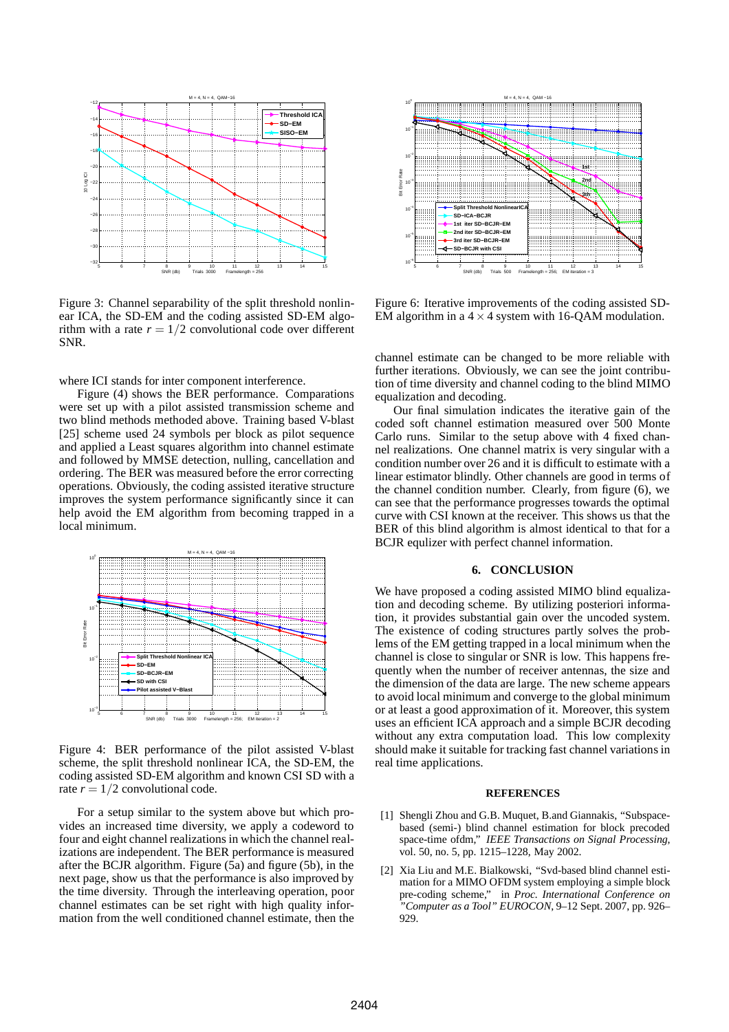Figure 3: Channel separability of the split threshold nonlinear ICA, the SD-EM and the coding assisted SD-EM algorithm with a rate $r = 1/2$ convolutional code over different SNR.

where ICI stands for inter component interference.

Figure (4) shows the BER performance. Comparations were set up with a pilot assisted transmission scheme and two blind methods methoded above. Training based V-blast [25] scheme used 24 symbols per block as pilot sequence and applied a Least squares algorithm into channel estimate and followed by MMSE detection, nulling, cancellation and ordering. The BER was measured before the error correcting operations. Obviously, the coding assisted iterative structure improves the system performance significantly since it can help avoid the EM algorithm from becoming trapped in a local minimum.

Figure 4: BER performance of the pilot assisted V-blast scheme, the split threshold nonlinear ICA, the SD-EM, the coding assisted SD-EM algorithm and known CSI SD with a rate $r = 1/2$ convolutional code.

For a setup similar to the system above but which provides an increased time diversity, we apply a codeword to four and eight channel realizations in which the channel realizations are independent. The BER performance is measured after the BCJR algorithm. Figure (5a) and figure (5b), in the next page, show us that the performance is also improved by the time diversity. Through the interleaving operation, poor channel estimates can be set right with high quality information from the well conditioned channel estimate, then the

Figure 6: Iterative improvements of the coding assisted SD-EM algorithm in a $4 \times 4$ system with 16-QAM modulation.

channel estimate can be changed to be more reliable with further iterations. Obviously, we can see the joint contribution of time diversity and channel coding to the blind MIMO equalization and decoding.

Our final simulation indicates the iterative gain of the coded soft channel estimation measured over 500 Monte Carlo runs. Similar to the setup above with 4 fixed channel realizations. One channel matrix is very singular with a condition number over 26 and it is difficult to estimate with a linear estimator blindly. Other channels are good in terms of the channel condition number. Clearly, from figure (6), we can see that the performance progresses towards the optimal curve with CSI known at the receiver. This shows us that the BER of this blind algorithm is almost identical to that for a BCJR equlizer with perfect channel information.

## 6. CONCLUSION

We have proposed a coding assisted MIMO blind equalization and decoding scheme. By utilizing posteriori information, it provides substantial gain over the uncoded system. The existence of coding structures partly solves the problems of the EM getting trapped in a local minimum when the channel is close to singular or SNR is low. This happens frequently when the number of receiver antennas, the size and the dimension of the data are large. The new scheme appears to avoid local minimum and converge to the global minimum or at least a good approximation of it. Moreover, this system uses an efficient ICA approach and a simple BCJR decoding without any extra computation load. This low complexity should make it suitable for tracking fast channel variations in real time applications.

## REFERENCES

[1] Shengli Zhou and G.B. Muquet, B.and Giannakis, "Subspace-based (semi-) blind channel estimation for block precoded space-time ofdm," *IEEE Transactions on Signal Processing*, vol. 50, no. 5, pp. 1215–1228, May 2002.

[2] Xia Liu and M.E. Bialkowski, "Svd-based blind channel estimation for a MIMO OFDM system employing a simple block pre-coding scheme," in *Proc. International Conference on "Computer as a Tool" EUROCON*, 9–12 Sept. 2007, pp. 926–929.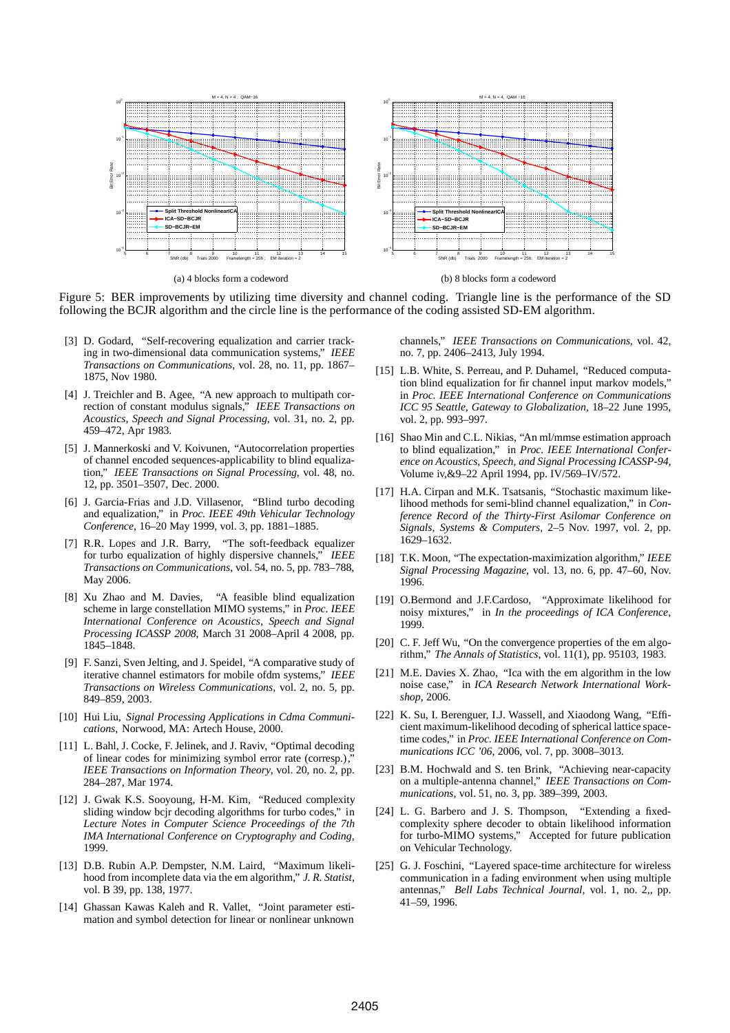M = 4, N = 4 , QAM -16

Bit Error Rate

SNR (db) Trials 2000 Framelength = 256 ; EM iteration = 2

Split Threshold NonlinearICA
ICA–SD–BCJR
SD–BCJR–EM

(a) 4 blocks form a codeword

M = 4, N = 4, QAM -16

Bit Error Rate

SNR (db) Trials 2000 Framelength = 256; EM iteration = 2

Split Threshold NonlinearICA
ICA–SD–BCJR
SD–BCJR–EM

(b) 8 blocks form a codeword

Figure 5: BER improvements by utilizing time diversity and channel coding. Triangle line is the performance of the SD following the BCJR algorithm and the circle line is the performance of the coding assisted SD-EM algorithm.

[3] D. Godard, "Self-recovering equalization and carrier tracking in two-dimensional data communication systems," *IEEE Transactions on Communications*, vol. 28, no. 11, pp. 1867–1875, Nov 1980.

[4] J. Treichler and B. Agee, "A new approach to multipath correction of constant modulus signals," *IEEE Transactions on Acoustics, Speech and Signal Processing*, vol. 31, no. 2, pp. 459–472, Apr 1983.

[5] J. Mannerkoski and V. Koivunen, "Autocorrelation properties of channel encoded sequences-applicability to blind equalization," *IEEE Transactions on Signal Processing*, vol. 48, no. 12, pp. 3501–3507, Dec. 2000.

[6] J. Garcia-Frias and J.D. Villasenor, "Blind turbo decoding and equalization," in *Proc. IEEE 49th Vehicular Technology Conference*, 16–20 May 1999, vol. 3, pp. 1881–1885.

[7] R.R. Lopes and J.R. Barry, "The soft-feedback equalizer for turbo equalization of highly dispersive channels," *IEEE Transactions on Communications*, vol. 54, no. 5, pp. 783–788, May 2006.

[8] Xu Zhao and M. Davies, "A feasible blind equalization scheme in large constellation MIMO systems," in *Proc. IEEE International Conference on Acoustics, Speech and Signal Processing ICASSP 2008*, March 31 2008–April 4 2008, pp. 1845–1848.

[9] F. Sanzi, Sven Jelting, and J. Speidel, "A comparative study of iterative channel estimators for mobile ofdm systems," *IEEE Transactions on Wireless Communications*, vol. 2, no. 5, pp. 849–859, 2003.

[10] Hui Liu, *Signal Processing Applications in Cdma Communications*, Norwood, MA: Artech House, 2000.

[11] L. Bahl, J. Cocke, F. Jelinek, and J. Raviv, "Optimal decoding of linear codes for minimizing symbol error rate (corresp.)," *IEEE Transactions on Information Theory*, vol. 20, no. 2, pp. 284–287, Mar 1974.

[12] J. Gwak K.S. Sooyoung, H-M. Kim, "Reduced complexity sliding window bcjr decoding algorithms for turbo codes," in *Lecture Notes in Computer Science Proceedings of the 7th IMA International Conference on Cryptography and Coding*, 1999.

[13] D.B. Rubin A.P. Dempster, N.M. Laird, "Maximum likelihood from incomplete data via the em algorithm," *J. R. Statist*, vol. B 39, pp. 138, 1977.

[14] Ghassan Kawas Kaleh and R. Vallet, "Joint parameter estimation and symbol detection for linear or nonlinear unknown channels," *IEEE Transactions on Communications*, vol. 42, no. 7, pp. 2406–2413, July 1994.

[15] L.B. White, S. Perreau, and P. Duhamel, "Reduced computation blind equalization for fir channel input markov models," in *Proc. IEEE International Conference on Communications ICC 95 Seattle, Gateway to Globalization*, 18–22 June 1995, vol. 2, pp. 993–997.

[16] Shao Min and C.L. Nikias, "An ml/mmse estimation approach to blind equalization," in *Proc. IEEE International Conference on Acoustics, Speech, and Signal Processing ICASSP-94*, Volume iv,&9–22 April 1994, pp. IV/569–IV/572.

[17] H.A. Cirpan and M.K. Tsatsanis, "Stochastic maximum likelihood methods for semi-blind channel equalization," in *Conference Record of the Thirty-First Asilomar Conference on Signals, Systems & Computers*, 2–5 Nov. 1997, vol. 2, pp. 1629–1632.

[18] T.K. Moon, "The expectation-maximization algorithm," *IEEE Signal Processing Magazine*, vol. 13, no. 6, pp. 47–60, Nov. 1996.

[19] O.Bermond and J.F.Cardoso, "Approximate likelihood for noisy mixtures," in *In the proceedings of ICA Conference*, 1999.

[20] C. F. Jeff Wu, "On the convergence properties of the em algorithm," *The Annals of Statistics*, vol. 11(1), pp. 95103, 1983.

[21] M.E. Davies X. Zhao, "Ica with the em algorithm in the low noise case," in *ICA Research Network International Workshop*, 2006.

[22] K. Su, I. Berenguer, I.J. Wassell, and Xiaodong Wang, "Efficient maximum-likelihood decoding of spherical lattice space-time codes," in *Proc. IEEE International Conference on Communications ICC '06*, 2006, vol. 7, pp. 3008–3013.

[23] B.M. Hochwald and S. ten Brink, "Achieving near-capacity on a multiple-antenna channel," *IEEE Transactions on Communications*, vol. 51, no. 3, pp. 389–399, 2003.

[24] L. G. Barbero and J. S. Thompson, "Extending a fixed-complexity sphere decoder to obtain likelihood information for turbo-MIMO systems," Accepted for future publication on Vehicular Technology.

[25] G. J. Foschini, "Layered space-time architecture for wireless communication in a fading environment when using multiple antennas," *Bell Labs Technical Journal*, vol. 1, no. 2,, pp. 41–59, 1996.